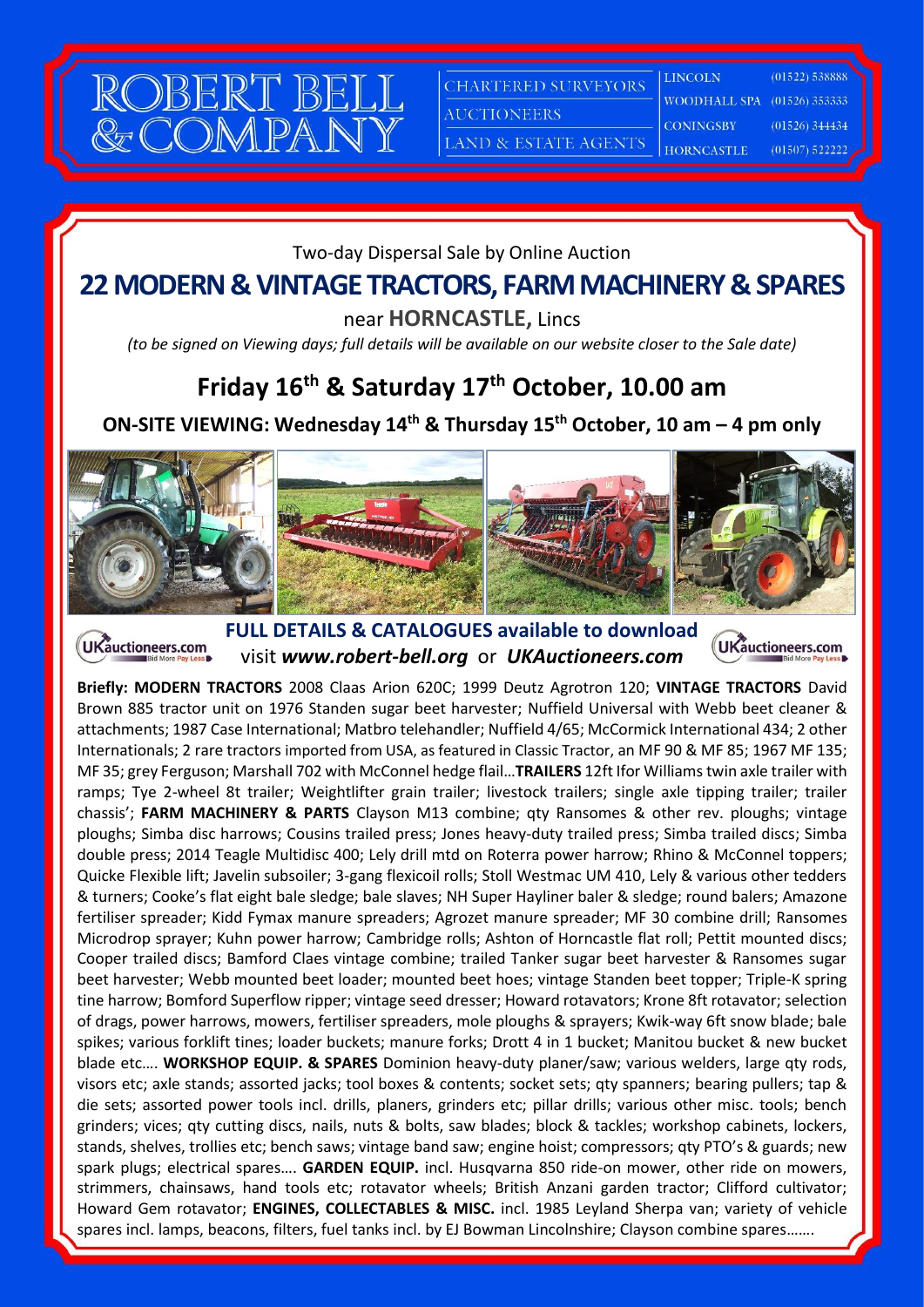# ROBERT BELL & COMPANY

CHARTERED SURVEYORS
AUCTIONEERS
LAND & ESTATE AGENTS

| | |
|---|---|
| LINCOLN | (01522) 538888 |
| WOODHALL SPA | (01526) 353333 |
| CONINGSBY | (01526) 344434 |
| HORNCASTLE | (01507) 522222 |

Two-day Dispersal Sale by Online Auction

## 22 MODERN & VINTAGE TRACTORS, FARM MACHINERY & SPARES

near **HORNCASTLE,** Lincs

*(to be signed on Viewing days; full details will be available on our website closer to the Sale date)*

## Friday 16th & Saturday 17th October, 10.00 am

**ON-SITE VIEWING: Wednesday 14th & Thursday 15th October, 10 am – 4 pm only**

**FULL DETAILS & CATALOGUES available to download**
visit ***www.robert-bell.org*** or ***UKAuctioneers.com***

**Briefly: MODERN TRACTORS** 2008 Claas Arion 620C; 1999 Deutz Agrotron 120; **VINTAGE TRACTORS** David Brown 885 tractor unit on 1976 Standen sugar beet harvester; Nuffield Universal with Webb beet cleaner & attachments; 1987 Case International; Matbro telehandler; Nuffield 4/65; McCormick International 434; 2 other Internationals; 2 rare tractors imported from USA, as featured in Classic Tractor, an MF 90 & MF 85; 1967 MF 135; MF 35; grey Ferguson; Marshall 702 with McConnel hedge flail…**TRAILERS** 12ft Ifor Williams twin axle trailer with ramps; Tye 2-wheel 8t trailer; Weightlifter grain trailer; livestock trailers; single axle tipping trailer; trailer chassis'; **FARM MACHINERY & PARTS** Clayson M13 combine; qty Ransomes & other rev. ploughs; vintage ploughs; Simba disc harrows; Cousins trailed press; Jones heavy-duty trailed press; Simba trailed discs; Simba double press; 2014 Teagle Multidisc 400; Lely drill mtd on Roterra power harrow; Rhino & McConnel toppers; Quicke Flexible lift; Javelin subsoiler; 3-gang flexicoil rolls; Stoll Westmac UM 410, Lely & various other tedders & turners; Cooke's flat eight bale sledge; bale slaves; NH Super Hayliner baler & sledge; round balers; Amazone fertiliser spreader; Kidd Fymax manure spreaders; Agrozet manure spreader; MF 30 combine drill; Ransomes Microdrop sprayer; Kuhn power harrow; Cambridge rolls; Ashton of Horncastle flat roll; Pettit mounted discs; Cooper trailed discs; Bamford Claes vintage combine; trailed Tanker sugar beet harvester & Ransomes sugar beet harvester; Webb mounted beet loader; mounted beet hoes; vintage Standen beet topper; Triple-K spring tine harrow; Bomford Superflow ripper; vintage seed dresser; Howard rotavators; Krone 8ft rotavator; selection of drags, power harrows, mowers, fertiliser spreaders, mole ploughs & sprayers; Kwik-way 6ft snow blade; bale spikes; various forklift tines; loader buckets; manure forks; Drott 4 in 1 bucket; Manitou bucket & new bucket blade etc…. **WORKSHOP EQUIP. & SPARES** Dominion heavy-duty planer/saw; various welders, large qty rods, visors etc; axle stands; assorted jacks; tool boxes & contents; socket sets; qty spanners; bearing pullers; tap & die sets; assorted power tools incl. drills, planers, grinders etc; pillar drills; various other misc. tools; bench grinders; vices; qty cutting discs, nails, nuts & bolts, saw blades; block & tackles; workshop cabinets, lockers, stands, shelves, trollies etc; bench saws; vintage band saw; engine hoist; compressors; qty PTO's & guards; new spark plugs; electrical spares…. **GARDEN EQUIP.** incl. Husqvarna 850 ride-on mower, other ride on mowers, strimmers, chainsaws, hand tools etc; rotavator wheels; British Anzani garden tractor; Clifford cultivator; Howard Gem rotavator; **ENGINES, COLLECTABLES & MISC.** incl. 1985 Leyland Sherpa van; variety of vehicle spares incl. lamps, beacons, filters, fuel tanks incl. by EJ Bowman Lincolnshire; Clayson combine spares…….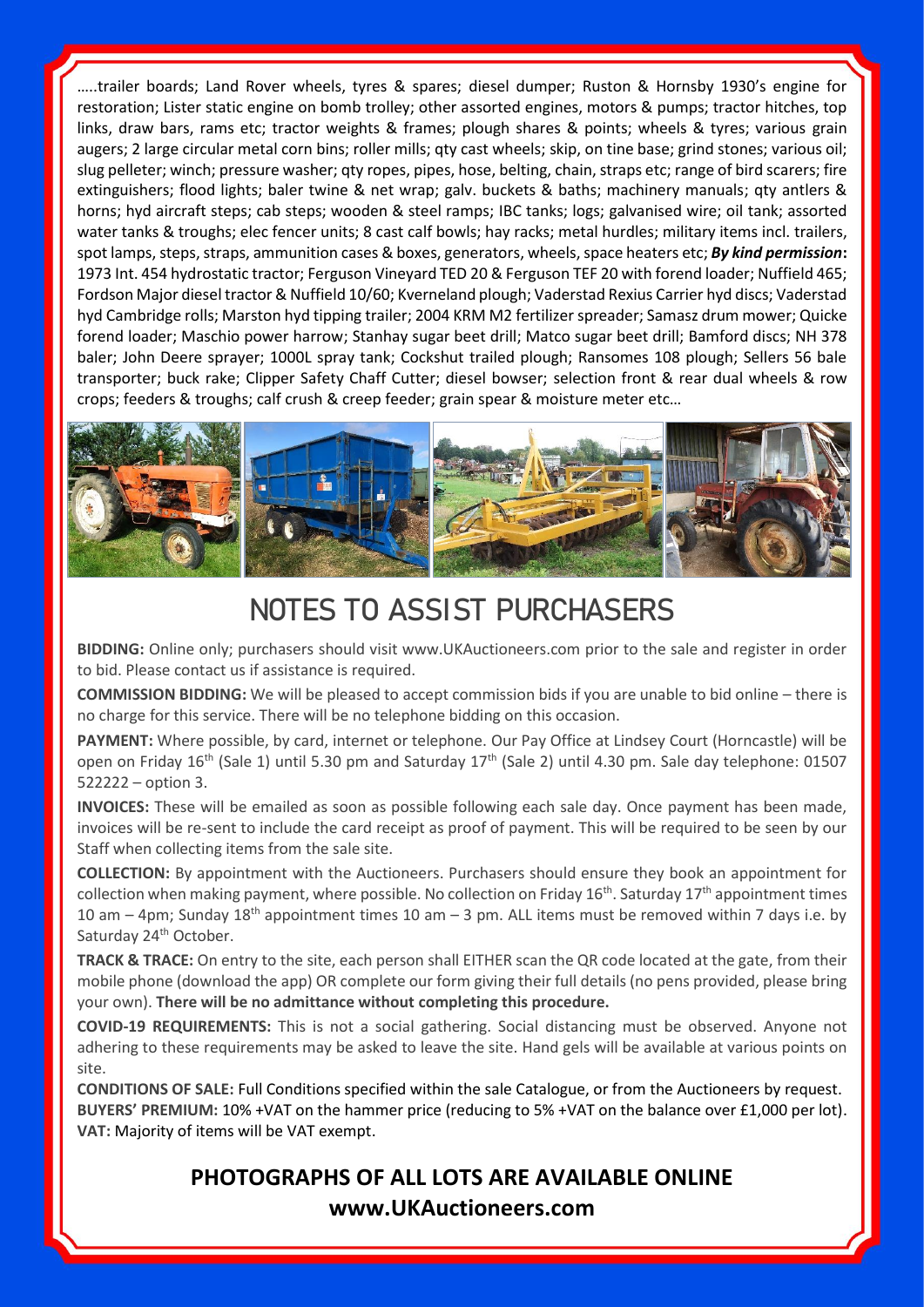…..trailer boards; Land Rover wheels, tyres & spares; diesel dumper; Ruston & Hornsby 1930's engine for restoration; Lister static engine on bomb trolley; other assorted engines, motors & pumps; tractor hitches, top links, draw bars, rams etc; tractor weights & frames; plough shares & points; wheels & tyres; various grain augers; 2 large circular metal corn bins; roller mills; qty cast wheels; skip, on tine base; grind stones; various oil; slug pelleter; winch; pressure washer; qty ropes, pipes, hose, belting, chain, straps etc; range of bird scarers; fire extinguishers; flood lights; baler twine & net wrap; galv. buckets & baths; machinery manuals; qty antlers & horns; hyd aircraft steps; cab steps; wooden & steel ramps; IBC tanks; logs; galvanised wire; oil tank; assorted water tanks & troughs; elec fencer units; 8 cast calf bowls; hay racks; metal hurdles; military items incl. trailers, spot lamps, steps, straps, ammunition cases & boxes, generators, wheels, space heaters etc; ***By kind permission*:** 1973 Int. 454 hydrostatic tractor; Ferguson Vineyard TED 20 & Ferguson TEF 20 with forend loader; Nuffield 465; Fordson Major diesel tractor & Nuffield 10/60; Kverneland plough; Vaderstad Rexius Carrier hyd discs; Vaderstad hyd Cambridge rolls; Marston hyd tipping trailer; 2004 KRM M2 fertilizer spreader; Samasz drum mower; Quicke forend loader; Maschio power harrow; Stanhay sugar beet drill; Matco sugar beet drill; Bamford discs; NH 378 baler; John Deere sprayer; 1000L spray tank; Cockshut trailed plough; Ransomes 108 plough; Sellers 56 bale transporter; buck rake; Clipper Safety Chaff Cutter; diesel bowser; selection front & rear dual wheels & row crops; feeders & troughs; calf crush & creep feeder; grain spear & moisture meter etc…

# NOTES TO ASSIST PURCHASERS

**BIDDING:** Online only; purchasers should visit www.UKAuctioneers.com prior to the sale and register in order to bid. Please contact us if assistance is required.

**COMMISSION BIDDING:** We will be pleased to accept commission bids if you are unable to bid online – there is no charge for this service. There will be no telephone bidding on this occasion.

**PAYMENT:** Where possible, by card, internet or telephone. Our Pay Office at Lindsey Court (Horncastle) will be open on Friday 16th (Sale 1) until 5.30 pm and Saturday 17th (Sale 2) until 4.30 pm. Sale day telephone: 01507 522222 – option 3.

**INVOICES:** These will be emailed as soon as possible following each sale day. Once payment has been made, invoices will be re-sent to include the card receipt as proof of payment. This will be required to be seen by our Staff when collecting items from the sale site.

**COLLECTION:** By appointment with the Auctioneers. Purchasers should ensure they book an appointment for collection when making payment, where possible. No collection on Friday 16th. Saturday 17th appointment times 10 am – 4pm; Sunday 18th appointment times 10 am – 3 pm. ALL items must be removed within 7 days i.e. by Saturday 24th October.

**TRACK & TRACE:** On entry to the site, each person shall EITHER scan the QR code located at the gate, from their mobile phone (download the app) OR complete our form giving their full details (no pens provided, please bring your own). **There will be no admittance without completing this procedure.**

**COVID-19 REQUIREMENTS:** This is not a social gathering. Social distancing must be observed. Anyone not adhering to these requirements may be asked to leave the site. Hand gels will be available at various points on site.

**CONDITIONS OF SALE:** Full Conditions specified within the sale Catalogue, or from the Auctioneers by request.
**BUYERS' PREMIUM:** 10% +VAT on the hammer price (reducing to 5% +VAT on the balance over £1,000 per lot).
**VAT:** Majority of items will be VAT exempt.

**PHOTOGRAPHS OF ALL LOTS ARE AVAILABLE ONLINE**
**www.UKAuctioneers.com**